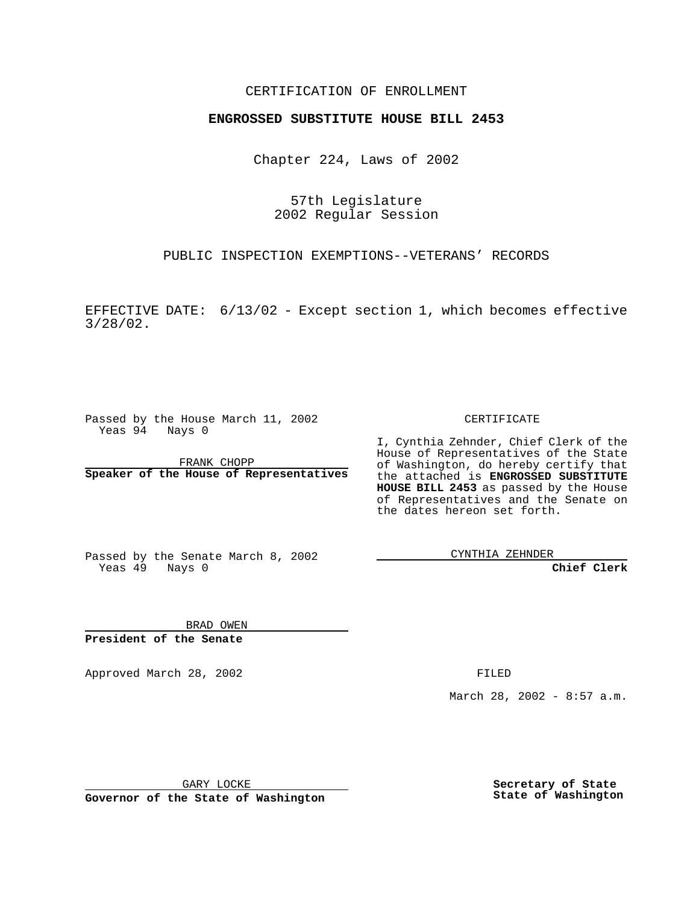CERTIFICATION OF ENROLLMENT

**ENGROSSED SUBSTITUTE HOUSE BILL 2453**

Chapter 224, Laws of 2002

57th Legislature
2002 Regular Session

PUBLIC INSPECTION EXEMPTIONS--VETERANS' RECORDS

EFFECTIVE DATE: 6/13/02 - Except section 1, which becomes effective 3/28/02.

Passed by the House March 11, 2002
Yeas 94 Nays 0

FRANK CHOPP
**Speaker of the House of Representatives**

Passed by the Senate March 8, 2002
Yeas 49 Nays 0

BRAD OWEN
**President of the Senate**

Approved March 28, 2002

GARY LOCKE
**Governor of the State of Washington**

CERTIFICATE

I, Cynthia Zehnder, Chief Clerk of the House of Representatives of the State of Washington, do hereby certify that the attached is **ENGROSSED SUBSTITUTE HOUSE BILL 2453** as passed by the House of Representatives and the Senate on the dates hereon set forth.

CYNTHIA ZEHNDER
**Chief Clerk**

FILED

March 28, 2002 - 8:57 a.m.

**Secretary of State**
**State of Washington**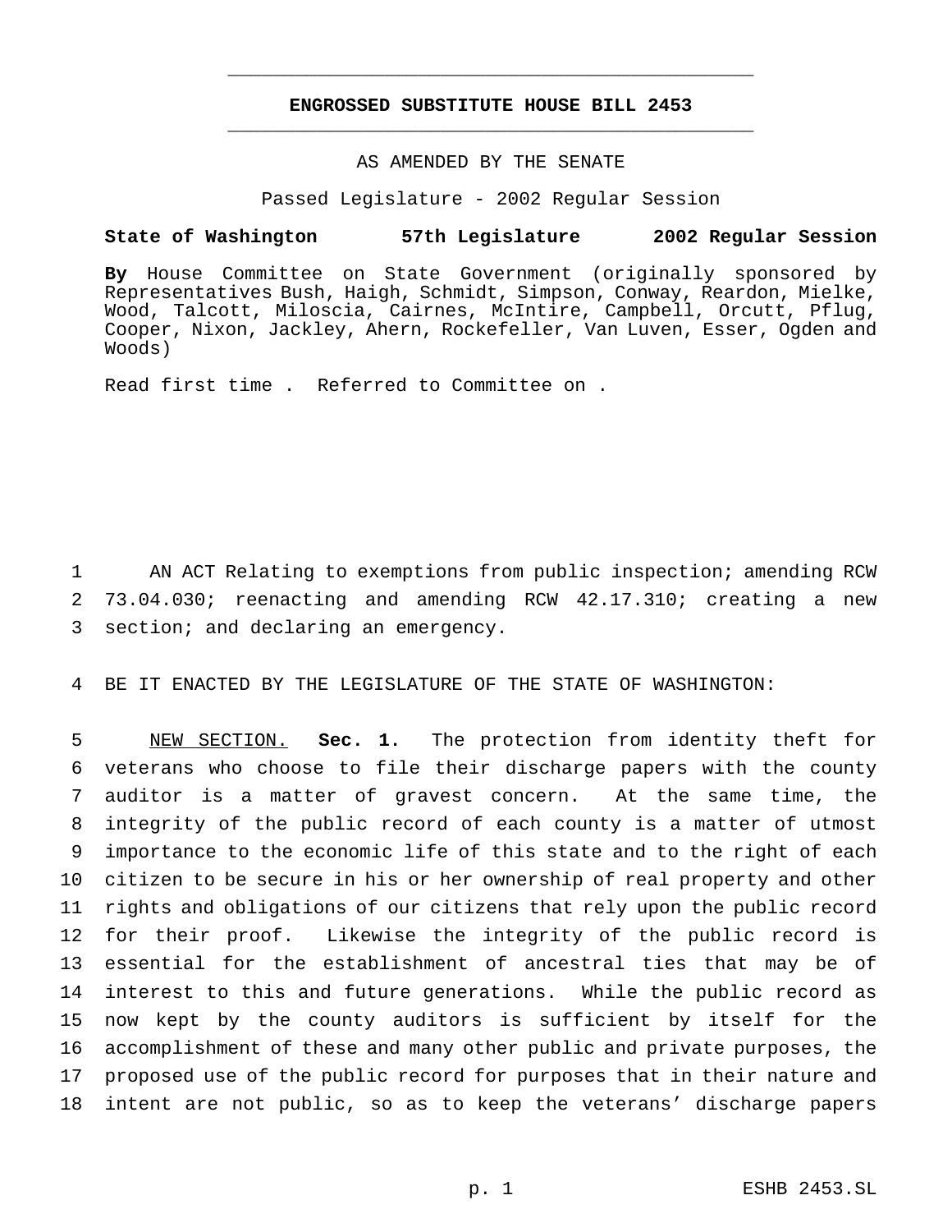# ENGROSSED SUBSTITUTE HOUSE BILL 2453

AS AMENDED BY THE SENATE

Passed Legislature - 2002 Regular Session

**State of Washington 57th Legislature 2002 Regular Session**

**By** House Committee on State Government (originally sponsored by Representatives Bush, Haigh, Schmidt, Simpson, Conway, Reardon, Mielke, Wood, Talcott, Miloscia, Cairnes, McIntire, Campbell, Orcutt, Pflug, Cooper, Nixon, Jackley, Ahern, Rockefeller, Van Luven, Esser, Ogden and Woods)

Read first time . Referred to Committee on .

AN ACT Relating to exemptions from public inspection; amending RCW 73.04.030; reenacting and amending RCW 42.17.310; creating a new section; and declaring an emergency.

BE IT ENACTED BY THE LEGISLATURE OF THE STATE OF WASHINGTON:

NEW SECTION. **Sec. 1.** The protection from identity theft for veterans who choose to file their discharge papers with the county auditor is a matter of gravest concern. At the same time, the integrity of the public record of each county is a matter of utmost importance to the economic life of this state and to the right of each citizen to be secure in his or her ownership of real property and other rights and obligations of our citizens that rely upon the public record for their proof. Likewise the integrity of the public record is essential for the establishment of ancestral ties that may be of interest to this and future generations. While the public record as now kept by the county auditors is sufficient by itself for the accomplishment of these and many other public and private purposes, the proposed use of the public record for purposes that in their nature and intent are not public, so as to keep the veterans' discharge papers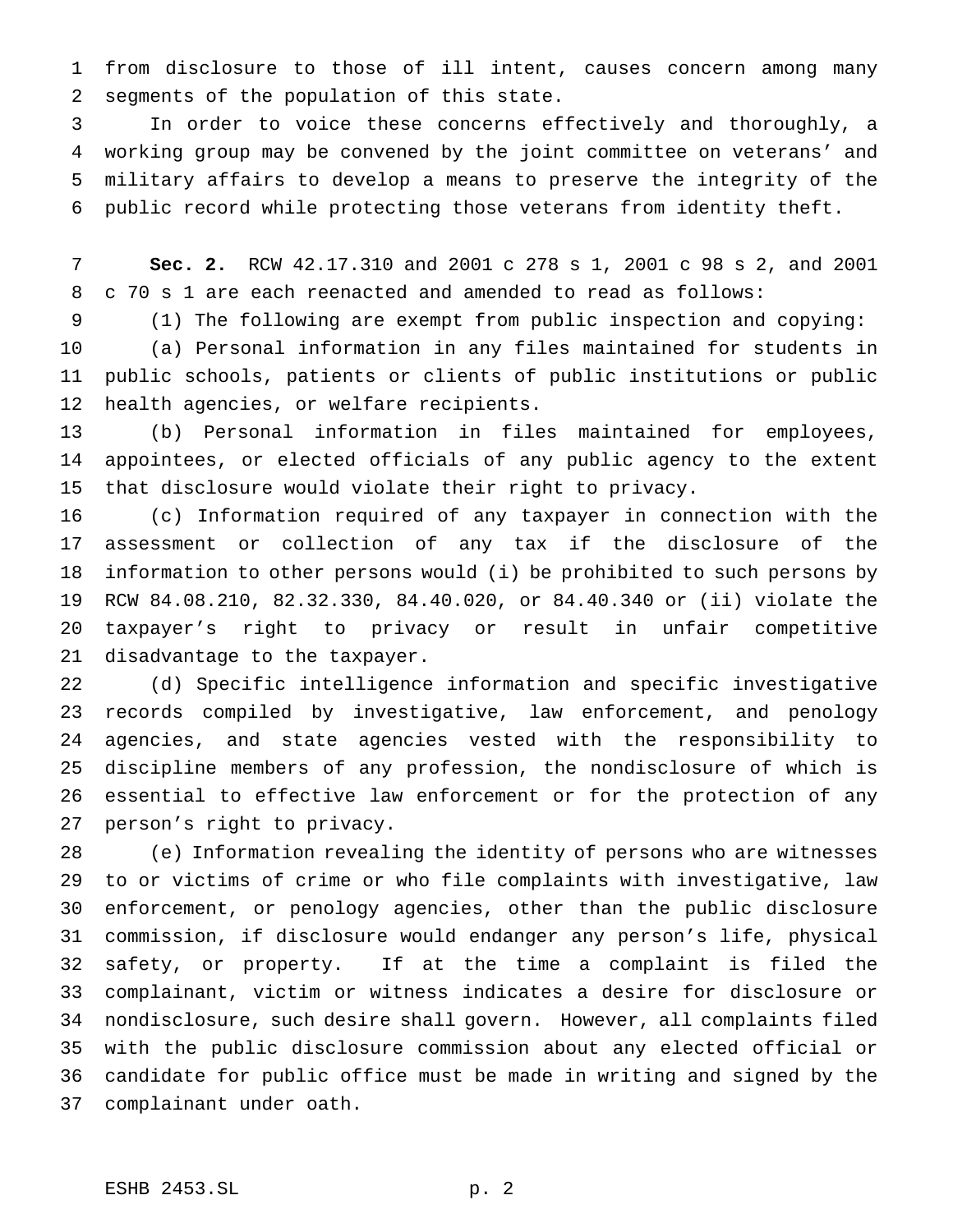from disclosure to those of ill intent, causes concern among many segments of the population of this state.

In order to voice these concerns effectively and thoroughly, a working group may be convened by the joint committee on veterans' and military affairs to develop a means to preserve the integrity of the public record while protecting those veterans from identity theft.

**Sec. 2.** RCW 42.17.310 and 2001 c 278 s 1, 2001 c 98 s 2, and 2001 c 70 s 1 are each reenacted and amended to read as follows:

(1) The following are exempt from public inspection and copying:

(a) Personal information in any files maintained for students in public schools, patients or clients of public institutions or public health agencies, or welfare recipients.

(b) Personal information in files maintained for employees, appointees, or elected officials of any public agency to the extent that disclosure would violate their right to privacy.

(c) Information required of any taxpayer in connection with the assessment or collection of any tax if the disclosure of the information to other persons would (i) be prohibited to such persons by RCW 84.08.210, 82.32.330, 84.40.020, or 84.40.340 or (ii) violate the taxpayer's right to privacy or result in unfair competitive disadvantage to the taxpayer.

(d) Specific intelligence information and specific investigative records compiled by investigative, law enforcement, and penology agencies, and state agencies vested with the responsibility to discipline members of any profession, the nondisclosure of which is essential to effective law enforcement or for the protection of any person's right to privacy.

(e) Information revealing the identity of persons who are witnesses to or victims of crime or who file complaints with investigative, law enforcement, or penology agencies, other than the public disclosure commission, if disclosure would endanger any person's life, physical safety, or property. If at the time a complaint is filed the complainant, victim or witness indicates a desire for disclosure or nondisclosure, such desire shall govern. However, all complaints filed with the public disclosure commission about any elected official or candidate for public office must be made in writing and signed by the complainant under oath.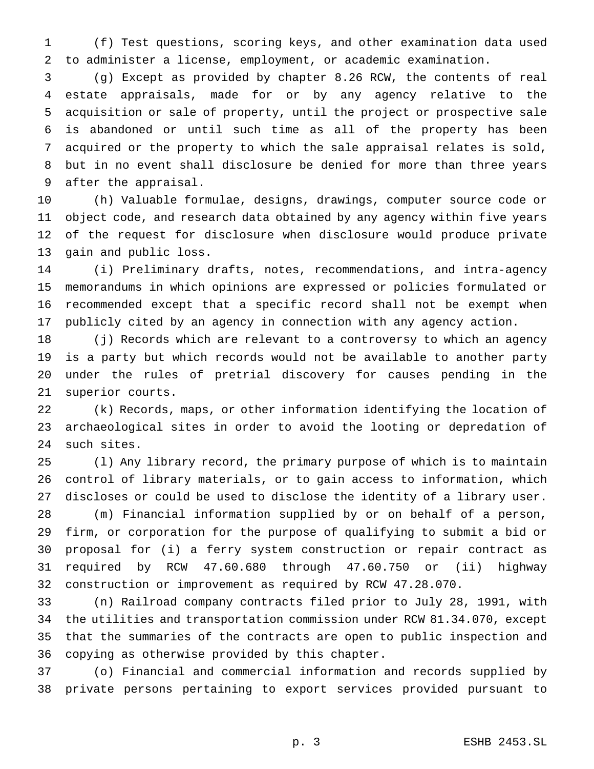(f) Test questions, scoring keys, and other examination data used to administer a license, employment, or academic examination.

(g) Except as provided by chapter 8.26 RCW, the contents of real estate appraisals, made for or by any agency relative to the acquisition or sale of property, until the project or prospective sale is abandoned or until such time as all of the property has been acquired or the property to which the sale appraisal relates is sold, but in no event shall disclosure be denied for more than three years after the appraisal.

(h) Valuable formulae, designs, drawings, computer source code or object code, and research data obtained by any agency within five years of the request for disclosure when disclosure would produce private gain and public loss.

(i) Preliminary drafts, notes, recommendations, and intra-agency memorandums in which opinions are expressed or policies formulated or recommended except that a specific record shall not be exempt when publicly cited by an agency in connection with any agency action.

(j) Records which are relevant to a controversy to which an agency is a party but which records would not be available to another party under the rules of pretrial discovery for causes pending in the superior courts.

(k) Records, maps, or other information identifying the location of archaeological sites in order to avoid the looting or depredation of such sites.

(l) Any library record, the primary purpose of which is to maintain control of library materials, or to gain access to information, which discloses or could be used to disclose the identity of a library user.

(m) Financial information supplied by or on behalf of a person, firm, or corporation for the purpose of qualifying to submit a bid or proposal for (i) a ferry system construction or repair contract as required by RCW 47.60.680 through 47.60.750 or (ii) highway construction or improvement as required by RCW 47.28.070.

(n) Railroad company contracts filed prior to July 28, 1991, with the utilities and transportation commission under RCW 81.34.070, except that the summaries of the contracts are open to public inspection and copying as otherwise provided by this chapter.

(o) Financial and commercial information and records supplied by private persons pertaining to export services provided pursuant to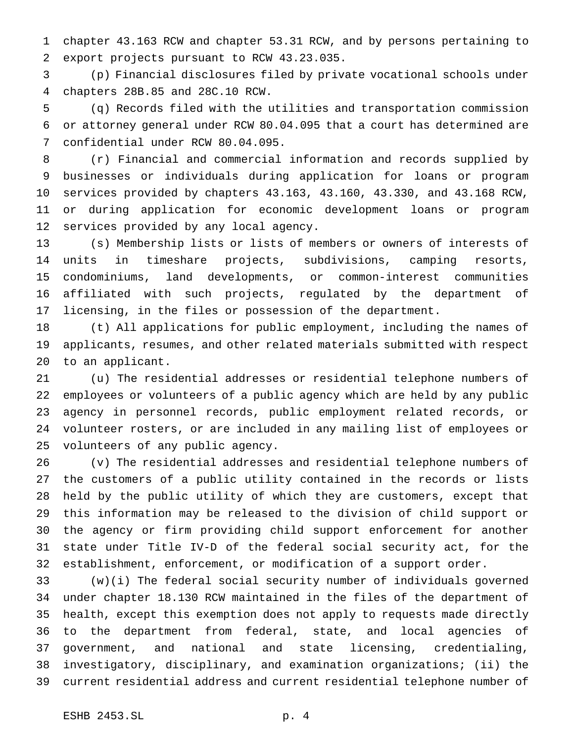chapter 43.163 RCW and chapter 53.31 RCW, and by persons pertaining to export projects pursuant to RCW 43.23.035.

(p) Financial disclosures filed by private vocational schools under chapters 28B.85 and 28C.10 RCW.

(q) Records filed with the utilities and transportation commission or attorney general under RCW 80.04.095 that a court has determined are confidential under RCW 80.04.095.

(r) Financial and commercial information and records supplied by businesses or individuals during application for loans or program services provided by chapters 43.163, 43.160, 43.330, and 43.168 RCW, or during application for economic development loans or program services provided by any local agency.

(s) Membership lists or lists of members or owners of interests of units in timeshare projects, subdivisions, camping resorts, condominiums, land developments, or common-interest communities affiliated with such projects, regulated by the department of licensing, in the files or possession of the department.

(t) All applications for public employment, including the names of applicants, resumes, and other related materials submitted with respect to an applicant.

(u) The residential addresses or residential telephone numbers of employees or volunteers of a public agency which are held by any public agency in personnel records, public employment related records, or volunteer rosters, or are included in any mailing list of employees or volunteers of any public agency.

(v) The residential addresses and residential telephone numbers of the customers of a public utility contained in the records or lists held by the public utility of which they are customers, except that this information may be released to the division of child support or the agency or firm providing child support enforcement for another state under Title IV-D of the federal social security act, for the establishment, enforcement, or modification of a support order.

(w)(i) The federal social security number of individuals governed under chapter 18.130 RCW maintained in the files of the department of health, except this exemption does not apply to requests made directly to the department from federal, state, and local agencies of government, and national and state licensing, credentialing, investigatory, disciplinary, and examination organizations; (ii) the current residential address and current residential telephone number of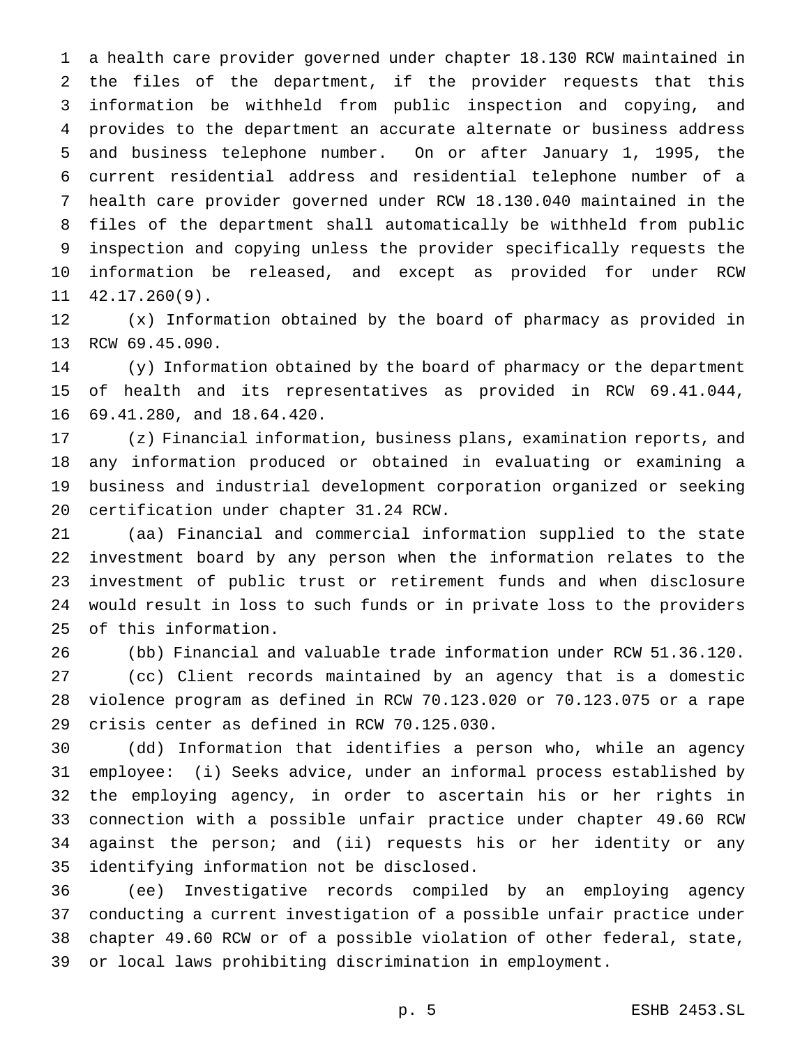a health care provider governed under chapter 18.130 RCW maintained in the files of the department, if the provider requests that this information be withheld from public inspection and copying, and provides to the department an accurate alternate or business address and business telephone number. On or after January 1, 1995, the current residential address and residential telephone number of a health care provider governed under RCW 18.130.040 maintained in the files of the department shall automatically be withheld from public inspection and copying unless the provider specifically requests the information be released, and except as provided for under RCW 42.17.260(9).

(x) Information obtained by the board of pharmacy as provided in RCW 69.45.090.

(y) Information obtained by the board of pharmacy or the department of health and its representatives as provided in RCW 69.41.044, 69.41.280, and 18.64.420.

(z) Financial information, business plans, examination reports, and any information produced or obtained in evaluating or examining a business and industrial development corporation organized or seeking certification under chapter 31.24 RCW.

(aa) Financial and commercial information supplied to the state investment board by any person when the information relates to the investment of public trust or retirement funds and when disclosure would result in loss to such funds or in private loss to the providers of this information.

(bb) Financial and valuable trade information under RCW 51.36.120.

(cc) Client records maintained by an agency that is a domestic violence program as defined in RCW 70.123.020 or 70.123.075 or a rape crisis center as defined in RCW 70.125.030.

(dd) Information that identifies a person who, while an agency employee: (i) Seeks advice, under an informal process established by the employing agency, in order to ascertain his or her rights in connection with a possible unfair practice under chapter 49.60 RCW against the person; and (ii) requests his or her identity or any identifying information not be disclosed.

(ee) Investigative records compiled by an employing agency conducting a current investigation of a possible unfair practice under chapter 49.60 RCW or of a possible violation of other federal, state, or local laws prohibiting discrimination in employment.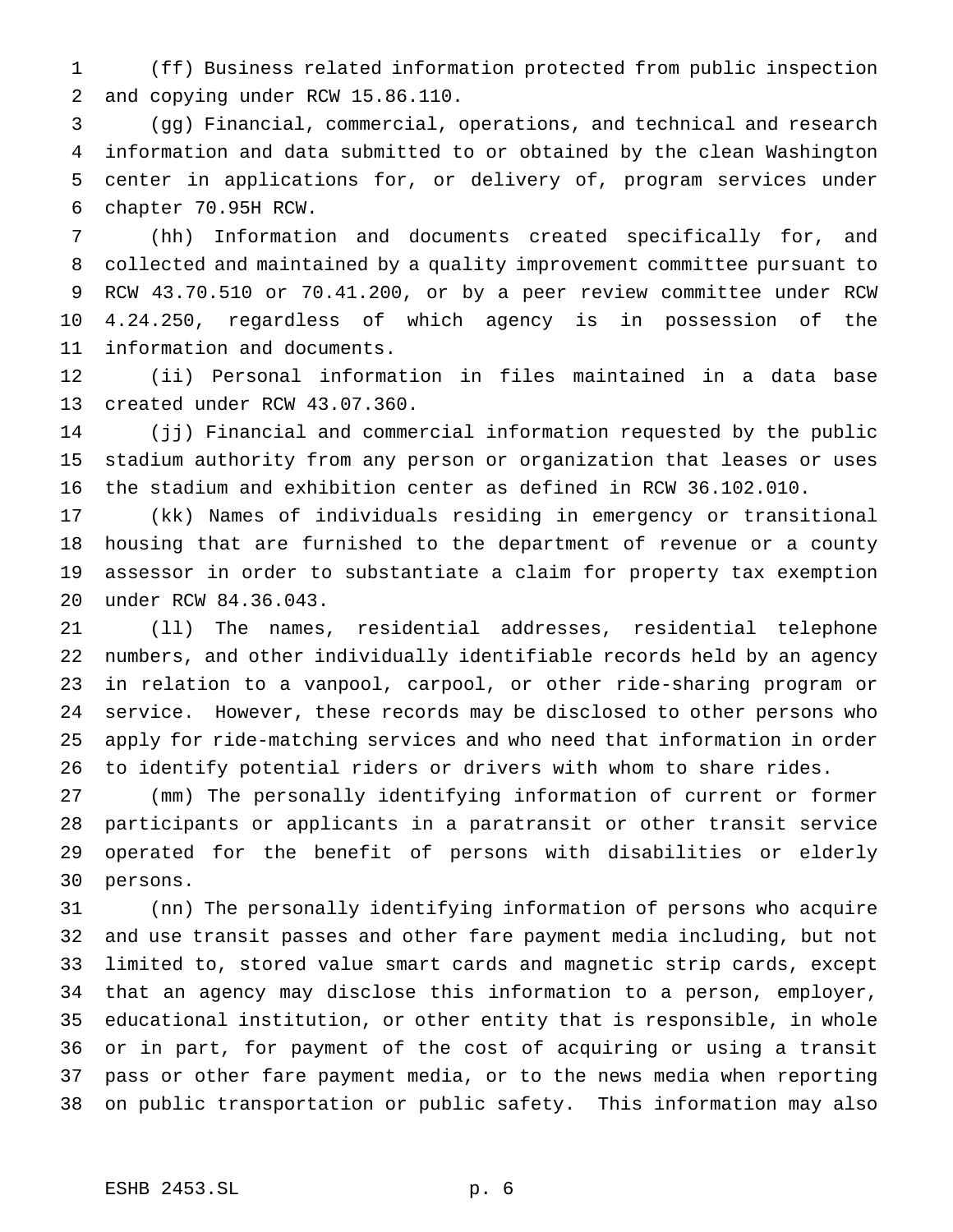(ff) Business related information protected from public inspection and copying under RCW 15.86.110.

(gg) Financial, commercial, operations, and technical and research information and data submitted to or obtained by the clean Washington center in applications for, or delivery of, program services under chapter 70.95H RCW.

(hh) Information and documents created specifically for, and collected and maintained by a quality improvement committee pursuant to RCW 43.70.510 or 70.41.200, or by a peer review committee under RCW 4.24.250, regardless of which agency is in possession of the information and documents.

(ii) Personal information in files maintained in a data base created under RCW 43.07.360.

(jj) Financial and commercial information requested by the public stadium authority from any person or organization that leases or uses the stadium and exhibition center as defined in RCW 36.102.010.

(kk) Names of individuals residing in emergency or transitional housing that are furnished to the department of revenue or a county assessor in order to substantiate a claim for property tax exemption under RCW 84.36.043.

(ll) The names, residential addresses, residential telephone numbers, and other individually identifiable records held by an agency in relation to a vanpool, carpool, or other ride-sharing program or service. However, these records may be disclosed to other persons who apply for ride-matching services and who need that information in order to identify potential riders or drivers with whom to share rides.

(mm) The personally identifying information of current or former participants or applicants in a paratransit or other transit service operated for the benefit of persons with disabilities or elderly persons.

(nn) The personally identifying information of persons who acquire and use transit passes and other fare payment media including, but not limited to, stored value smart cards and magnetic strip cards, except that an agency may disclose this information to a person, employer, educational institution, or other entity that is responsible, in whole or in part, for payment of the cost of acquiring or using a transit pass or other fare payment media, or to the news media when reporting on public transportation or public safety. This information may also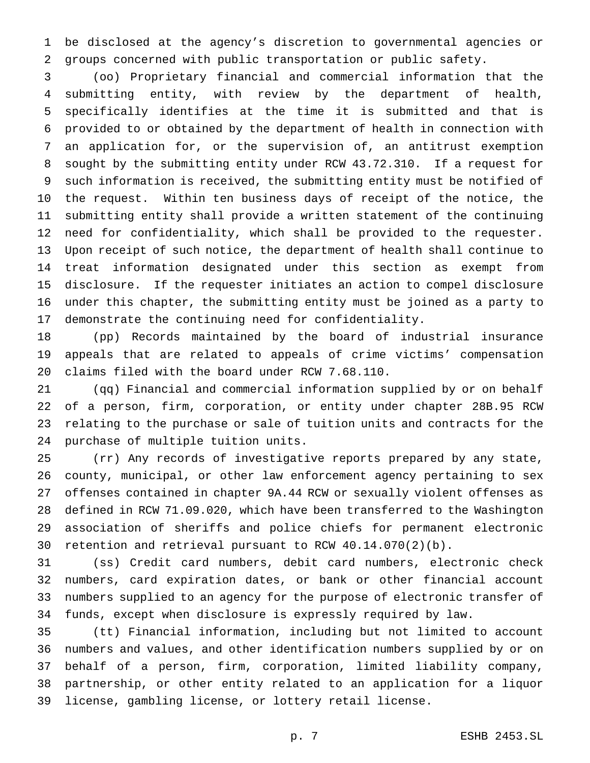be disclosed at the agency's discretion to governmental agencies or groups concerned with public transportation or public safety.

(oo) Proprietary financial and commercial information that the submitting entity, with review by the department of health, specifically identifies at the time it is submitted and that is provided to or obtained by the department of health in connection with an application for, or the supervision of, an antitrust exemption sought by the submitting entity under RCW 43.72.310. If a request for such information is received, the submitting entity must be notified of the request. Within ten business days of receipt of the notice, the submitting entity shall provide a written statement of the continuing need for confidentiality, which shall be provided to the requester. Upon receipt of such notice, the department of health shall continue to treat information designated under this section as exempt from disclosure. If the requester initiates an action to compel disclosure under this chapter, the submitting entity must be joined as a party to demonstrate the continuing need for confidentiality.

(pp) Records maintained by the board of industrial insurance appeals that are related to appeals of crime victims' compensation claims filed with the board under RCW 7.68.110.

(qq) Financial and commercial information supplied by or on behalf of a person, firm, corporation, or entity under chapter 28B.95 RCW relating to the purchase or sale of tuition units and contracts for the purchase of multiple tuition units.

(rr) Any records of investigative reports prepared by any state, county, municipal, or other law enforcement agency pertaining to sex offenses contained in chapter 9A.44 RCW or sexually violent offenses as defined in RCW 71.09.020, which have been transferred to the Washington association of sheriffs and police chiefs for permanent electronic retention and retrieval pursuant to RCW 40.14.070(2)(b).

(ss) Credit card numbers, debit card numbers, electronic check numbers, card expiration dates, or bank or other financial account numbers supplied to an agency for the purpose of electronic transfer of funds, except when disclosure is expressly required by law.

(tt) Financial information, including but not limited to account numbers and values, and other identification numbers supplied by or on behalf of a person, firm, corporation, limited liability company, partnership, or other entity related to an application for a liquor license, gambling license, or lottery retail license.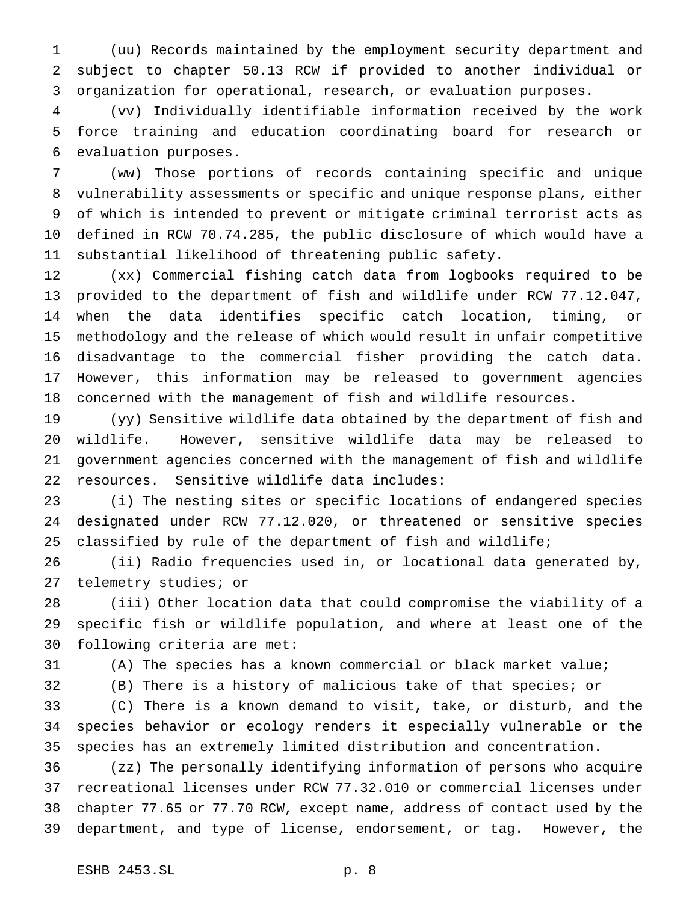(uu) Records maintained by the employment security department and subject to chapter 50.13 RCW if provided to another individual or organization for operational, research, or evaluation purposes.

(vv) Individually identifiable information received by the work force training and education coordinating board for research or evaluation purposes.

(ww) Those portions of records containing specific and unique vulnerability assessments or specific and unique response plans, either of which is intended to prevent or mitigate criminal terrorist acts as defined in RCW 70.74.285, the public disclosure of which would have a substantial likelihood of threatening public safety.

(xx) Commercial fishing catch data from logbooks required to be provided to the department of fish and wildlife under RCW 77.12.047, when the data identifies specific catch location, timing, or methodology and the release of which would result in unfair competitive disadvantage to the commercial fisher providing the catch data. However, this information may be released to government agencies concerned with the management of fish and wildlife resources.

(yy) Sensitive wildlife data obtained by the department of fish and wildlife. However, sensitive wildlife data may be released to government agencies concerned with the management of fish and wildlife resources. Sensitive wildlife data includes:

(i) The nesting sites or specific locations of endangered species designated under RCW 77.12.020, or threatened or sensitive species classified by rule of the department of fish and wildlife;

(ii) Radio frequencies used in, or locational data generated by, telemetry studies; or

(iii) Other location data that could compromise the viability of a specific fish or wildlife population, and where at least one of the following criteria are met:

(A) The species has a known commercial or black market value;

(B) There is a history of malicious take of that species; or

(C) There is a known demand to visit, take, or disturb, and the species behavior or ecology renders it especially vulnerable or the species has an extremely limited distribution and concentration.

(zz) The personally identifying information of persons who acquire recreational licenses under RCW 77.32.010 or commercial licenses under chapter 77.65 or 77.70 RCW, except name, address of contact used by the department, and type of license, endorsement, or tag. However, the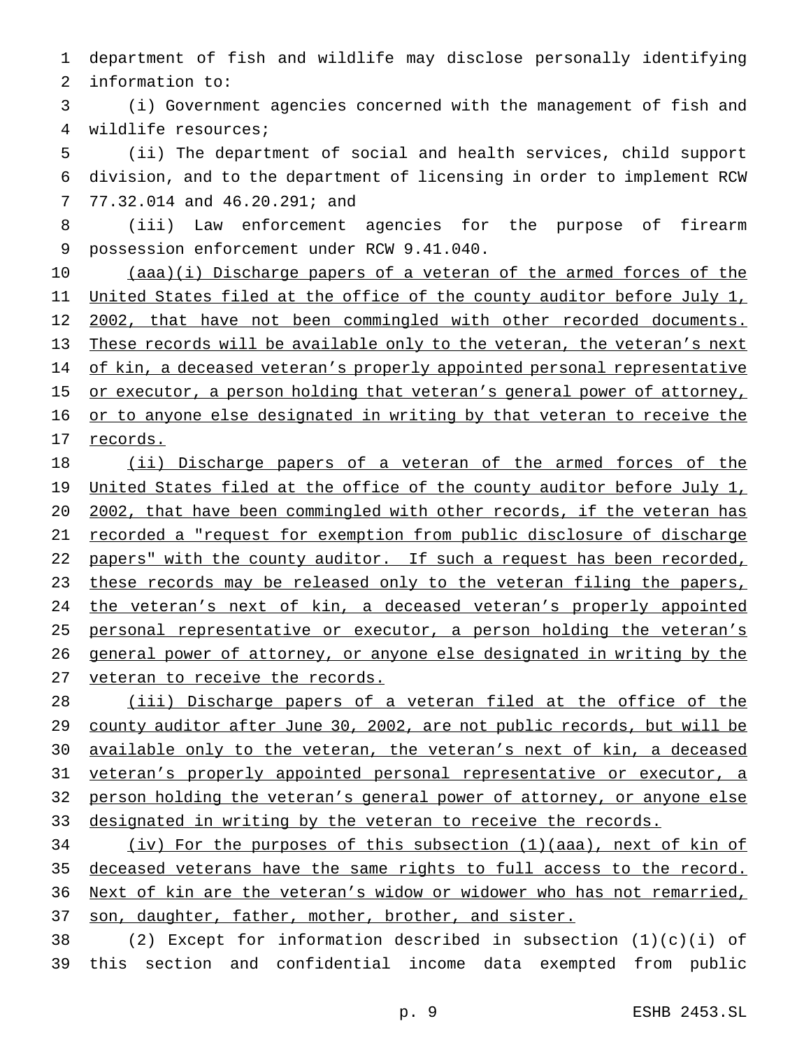department of fish and wildlife may disclose personally identifying information to:

(i) Government agencies concerned with the management of fish and wildlife resources;

(ii) The department of social and health services, child support division, and to the department of licensing in order to implement RCW 77.32.014 and 46.20.291; and

(iii) Law enforcement agencies for the purpose of firearm possession enforcement under RCW 9.41.040.

<u>(aaa)(i) Discharge papers of a veteran of the armed forces of the United States filed at the office of the county auditor before July 1, 2002, that have not been commingled with other recorded documents. These records will be available only to the veteran, the veteran's next of kin, a deceased veteran's properly appointed personal representative or executor, a person holding that veteran's general power of attorney, or to anyone else designated in writing by that veteran to receive the records.</u>

<u>(ii) Discharge papers of a veteran of the armed forces of the United States filed at the office of the county auditor before July 1, 2002, that have been commingled with other records, if the veteran has recorded a "request for exemption from public disclosure of discharge papers" with the county auditor. If such a request has been recorded, these records may be released only to the veteran filing the papers, the veteran's next of kin, a deceased veteran's properly appointed personal representative or executor, a person holding the veteran's general power of attorney, or anyone else designated in writing by the veteran to receive the records.</u>

<u>(iii) Discharge papers of a veteran filed at the office of the county auditor after June 30, 2002, are not public records, but will be available only to the veteran, the veteran's next of kin, a deceased veteran's properly appointed personal representative or executor, a person holding the veteran's general power of attorney, or anyone else designated in writing by the veteran to receive the records.</u>

<u>(iv) For the purposes of this subsection (1)(aaa), next of kin of deceased veterans have the same rights to full access to the record. Next of kin are the veteran's widow or widower who has not remarried, son, daughter, father, mother, brother, and sister.</u>

(2) Except for information described in subsection (1)(c)(i) of this section and confidential income data exempted from public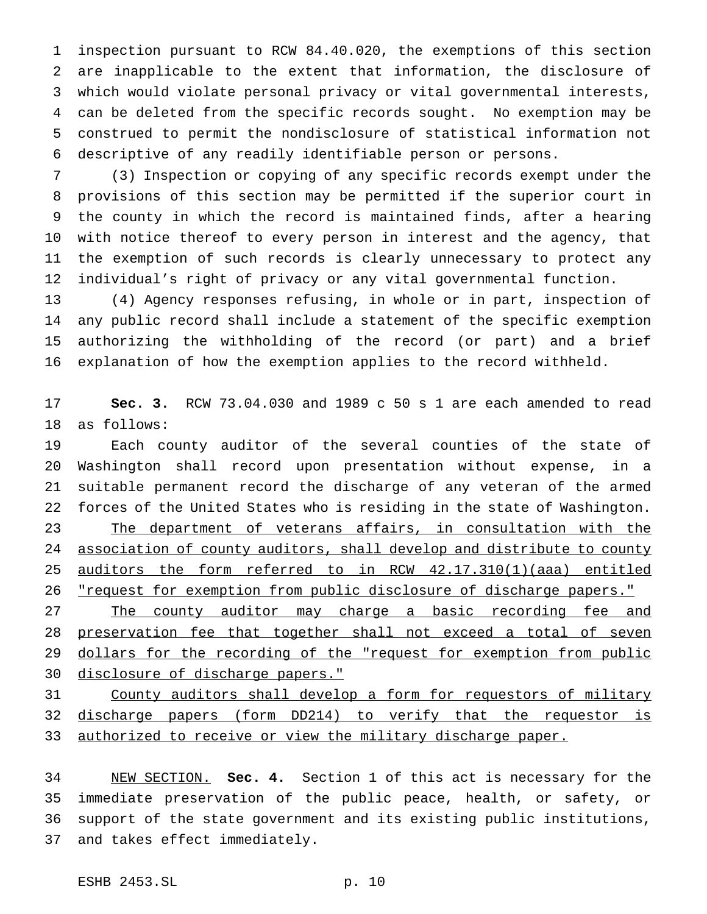inspection pursuant to RCW 84.40.020, the exemptions of this section are inapplicable to the extent that information, the disclosure of which would violate personal privacy or vital governmental interests, can be deleted from the specific records sought. No exemption may be construed to permit the nondisclosure of statistical information not descriptive of any readily identifiable person or persons.

(3) Inspection or copying of any specific records exempt under the provisions of this section may be permitted if the superior court in the county in which the record is maintained finds, after a hearing with notice thereof to every person in interest and the agency, that the exemption of such records is clearly unnecessary to protect any individual's right of privacy or any vital governmental function.

(4) Agency responses refusing, in whole or in part, inspection of any public record shall include a statement of the specific exemption authorizing the withholding of the record (or part) and a brief explanation of how the exemption applies to the record withheld.

**Sec. 3.** RCW 73.04.030 and 1989 c 50 s 1 are each amended to read as follows:

Each county auditor of the several counties of the state of Washington shall record upon presentation without expense, in a suitable permanent record the discharge of any veteran of the armed forces of the United States who is residing in the state of Washington.

<u>The department of veterans affairs, in consultation with the association of county auditors, shall develop and distribute to county auditors the form referred to in RCW 42.17.310(1)(aaa) entitled "request for exemption from public disclosure of discharge papers."</u>

<u>The county auditor may charge a basic recording fee and preservation fee that together shall not exceed a total of seven dollars for the recording of the "request for exemption from public disclosure of discharge papers."</u>

<u>County auditors shall develop a form for requestors of military discharge papers (form DD214) to verify that the requestor is authorized to receive or view the military discharge paper.</u>

<u>NEW SECTION.</u> **Sec. 4.** Section 1 of this act is necessary for the immediate preservation of the public peace, health, or safety, or support of the state government and its existing public institutions, and takes effect immediately.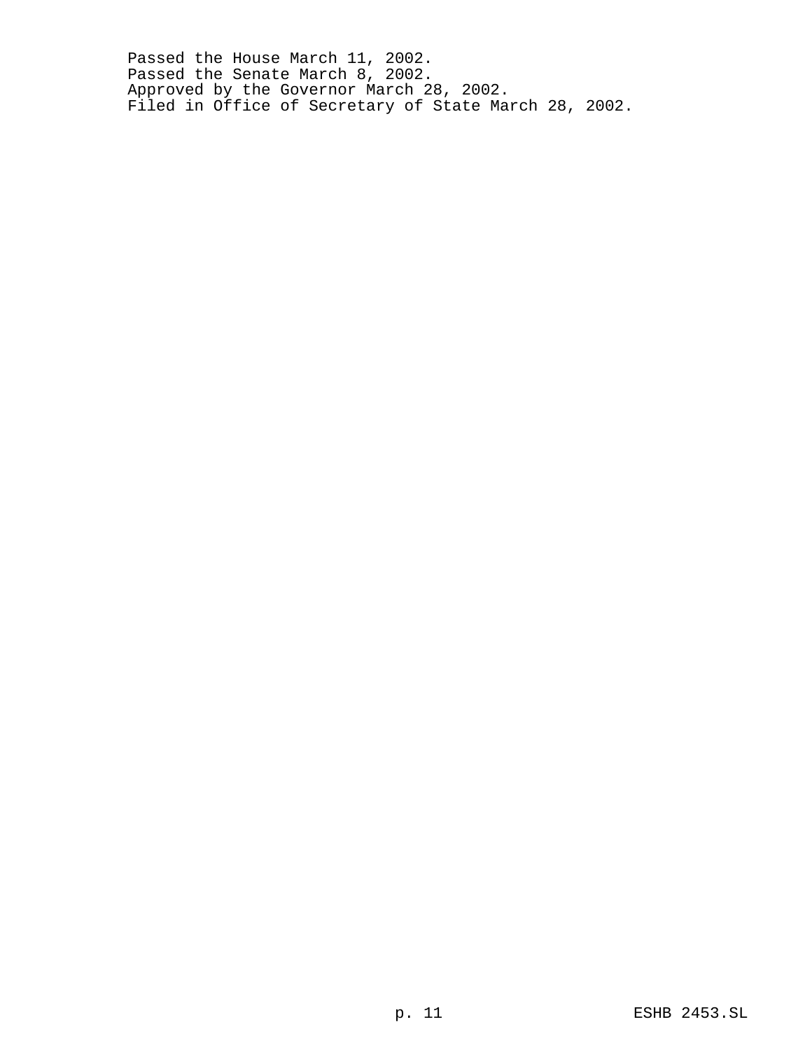Passed the House March 11, 2002.
Passed the Senate March 8, 2002.
Approved by the Governor March 28, 2002.
Filed in Office of Secretary of State March 28, 2002.